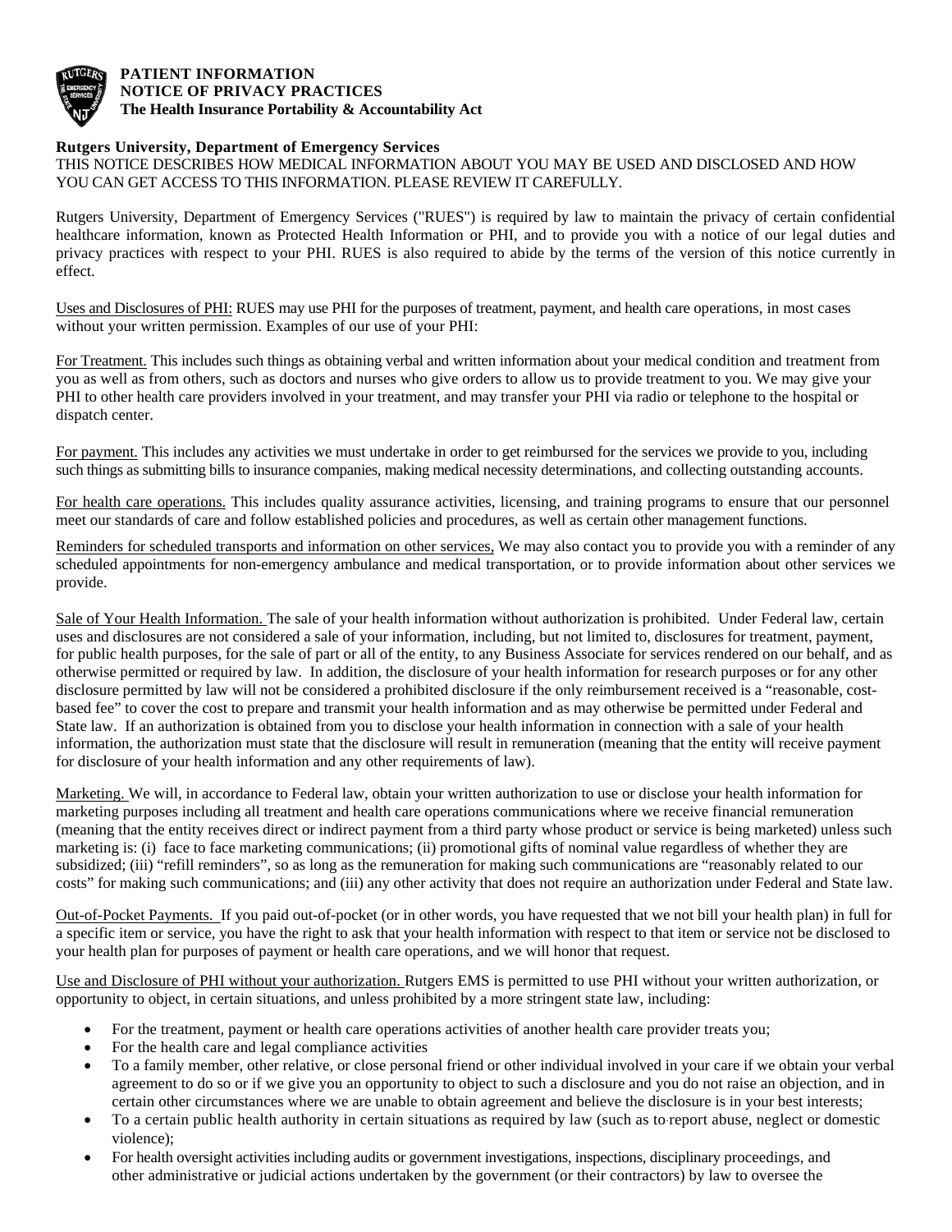**PATIENT INFORMATION**
**NOTICE OF PRIVACY PRACTICES**
**The Health Insurance Portability & Accountability Act**

**Rutgers University, Department of Emergency Services**

THIS NOTICE DESCRIBES HOW MEDICAL INFORMATION ABOUT YOU MAY BE USED AND DISCLOSED AND HOW YOU CAN GET ACCESS TO THIS INFORMATION. PLEASE REVIEW IT CAREFULLY.

Rutgers University, Department of Emergency Services ("RUES") is required by law to maintain the privacy of certain confidential healthcare information, known as Protected Health Information or PHI, and to provide you with a notice of our legal duties and privacy practices with respect to your PHI. RUES is also required to abide by the terms of the version of this notice currently in effect.

Uses and Disclosures of PHI: RUES may use PHI for the purposes of treatment, payment, and health care operations, in most cases without your written permission. Examples of our use of your PHI:

For Treatment. This includes such things as obtaining verbal and written information about your medical condition and treatment from you as well as from others, such as doctors and nurses who give orders to allow us to provide treatment to you. We may give your PHI to other health care providers involved in your treatment, and may transfer your PHI via radio or telephone to the hospital or dispatch center.

For payment. This includes any activities we must undertake in order to get reimbursed for the services we provide to you, including such things as submitting bills to insurance companies, making medical necessity determinations, and collecting outstanding accounts.

For health care operations. This includes quality assurance activities, licensing, and training programs to ensure that our personnel meet our standards of care and follow established policies and procedures, as well as certain other management functions.

Reminders for scheduled transports and information on other services, We may also contact you to provide you with a reminder of any scheduled appointments for non-emergency ambulance and medical transportation, or to provide information about other services we provide.

Sale of Your Health Information. The sale of your health information without authorization is prohibited. Under Federal law, certain uses and disclosures are not considered a sale of your information, including, but not limited to, disclosures for treatment, payment, for public health purposes, for the sale of part or all of the entity, to any Business Associate for services rendered on our behalf, and as otherwise permitted or required by law. In addition, the disclosure of your health information for research purposes or for any other disclosure permitted by law will not be considered a prohibited disclosure if the only reimbursement received is a "reasonable, cost-based fee" to cover the cost to prepare and transmit your health information and as may otherwise be permitted under Federal and State law. If an authorization is obtained from you to disclose your health information in connection with a sale of your health information, the authorization must state that the disclosure will result in remuneration (meaning that the entity will receive payment for disclosure of your health information and any other requirements of law).

Marketing. We will, in accordance to Federal law, obtain your written authorization to use or disclose your health information for marketing purposes including all treatment and health care operations communications where we receive financial remuneration (meaning that the entity receives direct or indirect payment from a third party whose product or service is being marketed) unless such marketing is: (i) face to face marketing communications; (ii) promotional gifts of nominal value regardless of whether they are subsidized; (iii) "refill reminders", so as long as the remuneration for making such communications are "reasonably related to our costs" for making such communications; and (iii) any other activity that does not require an authorization under Federal and State law.

Out-of-Pocket Payments. If you paid out-of-pocket (or in other words, you have requested that we not bill your health plan) in full for a specific item or service, you have the right to ask that your health information with respect to that item or service not be disclosed to your health plan for purposes of payment or health care operations, and we will honor that request.

Use and Disclosure of PHI without your authorization. Rutgers EMS is permitted to use PHI without your written authorization, or opportunity to object, in certain situations, and unless prohibited by a more stringent state law, including:

- For the treatment, payment or health care operations activities of another health care provider treats you;
- For the health care and legal compliance activities
- To a family member, other relative, or close personal friend or other individual involved in your care if we obtain your verbal agreement to do so or if we give you an opportunity to object to such a disclosure and you do not raise an objection, and in certain other circumstances where we are unable to obtain agreement and believe the disclosure is in your best interests;
- To a certain public health authority in certain situations as required by law (such as to report abuse, neglect or domestic violence);
- For health oversight activities including audits or government investigations, inspections, disciplinary proceedings, and other administrative or judicial actions undertaken by the government (or their contractors) by law to oversee the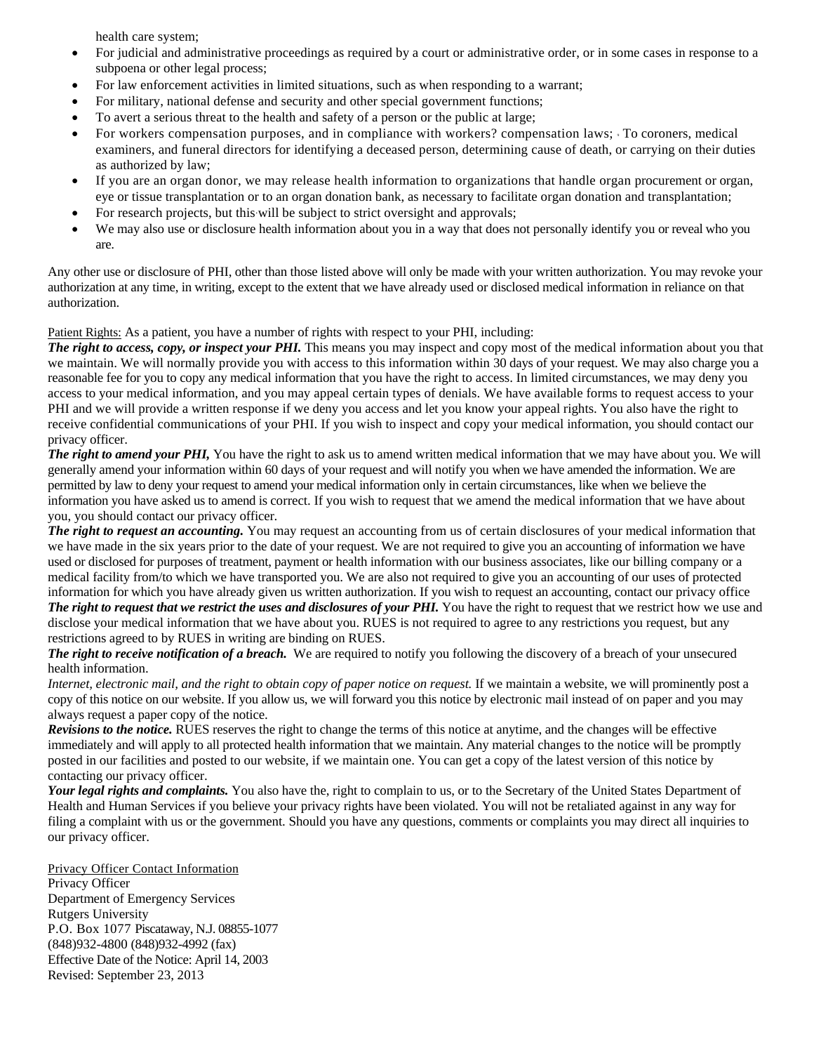health care system;

- For judicial and administrative proceedings as required by a court or administrative order, or in some cases in response to a subpoena or other legal process;
- For law enforcement activities in limited situations, such as when responding to a warrant;
- For military, national defense and security and other special government functions;
- To avert a serious threat to the health and safety of a person or the public at large;
- For workers compensation purposes, and in compliance with workers? compensation laws; • To coroners, medical examiners, and funeral directors for identifying a deceased person, determining cause of death, or carrying on their duties as authorized by law;
- If you are an organ donor, we may release health information to organizations that handle organ procurement or organ, eye or tissue transplantation or to an organ donation bank, as necessary to facilitate organ donation and transplantation;
- For research projects, but this will be subject to strict oversight and approvals;
- We may also use or disclosure health information about you in a way that does not personally identify you or reveal who you are.

Any other use or disclosure of PHI, other than those listed above will only be made with your written authorization. You may revoke your authorization at any time, in writing, except to the extent that we have already used or disclosed medical information in reliance on that authorization.

Patient Rights: As a patient, you have a number of rights with respect to your PHI, including:

***The right to access, copy, or inspect your PHI.*** This means you may inspect and copy most of the medical information about you that we maintain. We will normally provide you with access to this information within 30 days of your request. We may also charge you a reasonable fee for you to copy any medical information that you have the right to access. In limited circumstances, we may deny you access to your medical information, and you may appeal certain types of denials. We have available forms to request access to your PHI and we will provide a written response if we deny you access and let you know your appeal rights. You also have the right to receive confidential communications of your PHI. If you wish to inspect and copy your medical information, you should contact our privacy officer.

***The right to amend your PHI,*** You have the right to ask us to amend written medical information that we may have about you. We will generally amend your information within 60 days of your request and will notify you when we have amended the information. We are permitted by law to deny your request to amend your medical information only in certain circumstances, like when we believe the information you have asked us to amend is correct. If you wish to request that we amend the medical information that we have about you, you should contact our privacy officer.

***The right to request an accounting.*** You may request an accounting from us of certain disclosures of your medical information that we have made in the six years prior to the date of your request. We are not required to give you an accounting of information we have used or disclosed for purposes of treatment, payment or health information with our business associates, like our billing company or a medical facility from/to which we have transported you. We are also not required to give you an accounting of our uses of protected information for which you have already given us written authorization. If you wish to request an accounting, contact our privacy office

***The right to request that we restrict the uses and disclosures of your PHI.*** You have the right to request that we restrict how we use and disclose your medical information that we have about you. RUES is not required to agree to any restrictions you request, but any restrictions agreed to by RUES in writing are binding on RUES.

***The right to receive notification of a breach.*** We are required to notify you following the discovery of a breach of your unsecured health information.

*Internet, electronic mail, and the right to obtain copy of paper notice on request.* If we maintain a website, we will prominently post a copy of this notice on our website. If you allow us, we will forward you this notice by electronic mail instead of on paper and you may always request a paper copy of the notice.

***Revisions to the notice.*** RUES reserves the right to change the terms of this notice at anytime, and the changes will be effective immediately and will apply to all protected health information that we maintain. Any material changes to the notice will be promptly posted in our facilities and posted to our website, if we maintain one. You can get a copy of the latest version of this notice by contacting our privacy officer.

***Your legal rights and complaints.*** You also have the, right to complain to us, or to the Secretary of the United States Department of Health and Human Services if you believe your privacy rights have been violated. You will not be retaliated against in any way for filing a complaint with us or the government. Should you have any questions, comments or complaints you may direct all inquiries to our privacy officer.

Privacy Officer Contact Information
Privacy Officer
Department of Emergency Services
Rutgers University
P.O. Box 1077 Piscataway, N.J. 08855-1077
(848)932-4800 (848)932-4992 (fax)
Effective Date of the Notice: April 14, 2003
Revised: September 23, 2013